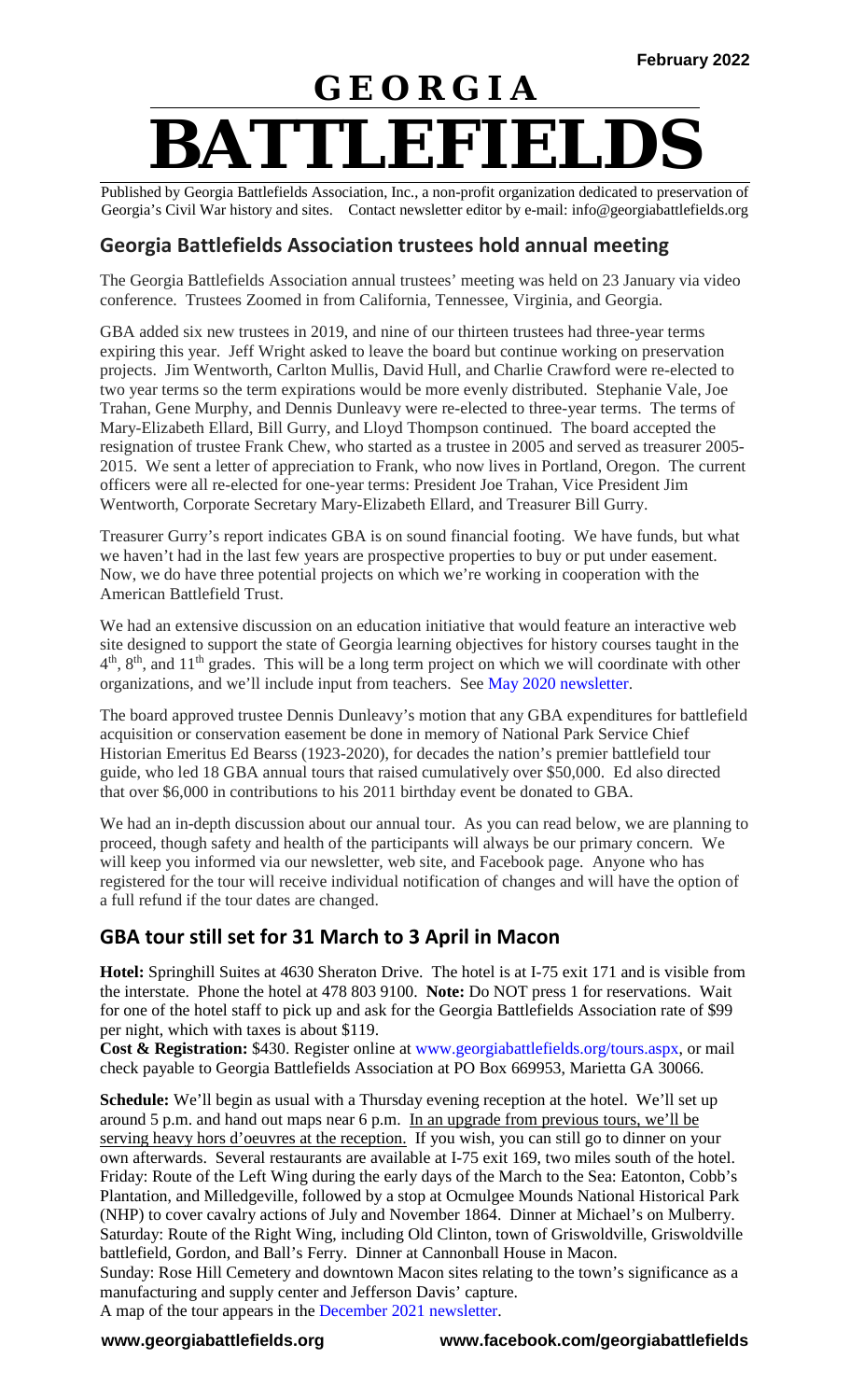February 2022

# GEORGIA BATTLEFIELDS

Published by Georgia Battlefields Association, Inc., a non-profit organization dedicated to preservation of Georgia's Civil War history and sites. Contact newsletter editor by e-mail: info@georgiabattlefields.org

## Georgia Battlefields Association trustees hold annual meeting

The Georgia Battlefields Association annual trustees' meeting was held on 23 January via video conference. Trustees Zoomed in from California, Tennessee, Virginia, and Georgia.

GBA added six new trustees in 2019, and nine of our thirteen trustees had three-year terms expiring this year. Jeff Wright asked to leave the board but continue working on preservation projects. Jim Wentworth, Carlton Mullis, David Hull, and Charlie Crawford were re-elected to two year terms so the term expirations would be more evenly distributed. Stephanie Vale, Joe Trahan, Gene Murphy, and Dennis Dunleavy were re-elected to three-year terms. The terms of Mary-Elizabeth Ellard, Bill Gurry, and Lloyd Thompson continued. The board accepted the resignation of trustee Frank Chew, who started as a trustee in 2005 and served as treasurer 2005-2015. We sent a letter of appreciation to Frank, who now lives in Portland, Oregon. The current officers were all re-elected for one-year terms: President Joe Trahan, Vice President Jim Wentworth, Corporate Secretary Mary-Elizabeth Ellard, and Treasurer Bill Gurry.

Treasurer Gurry's report indicates GBA is on sound financial footing. We have funds, but what we haven't had in the last few years are prospective properties to buy or put under easement. Now, we do have three potential projects on which we're working in cooperation with the American Battlefield Trust.

We had an extensive discussion on an education initiative that would feature an interactive web site designed to support the state of Georgia learning objectives for history courses taught in the 4th, 8th, and 11th grades. This will be a long term project on which we will coordinate with other organizations, and we'll include input from teachers. See May 2020 newsletter.

The board approved trustee Dennis Dunleavy's motion that any GBA expenditures for battlefield acquisition or conservation easement be done in memory of National Park Service Chief Historian Emeritus Ed Bearss (1923-2020), for decades the nation's premier battlefield tour guide, who led 18 GBA annual tours that raised cumulatively over $50,000. Ed also directed that over $6,000 in contributions to his 2011 birthday event be donated to GBA.

We had an in-depth discussion about our annual tour. As you can read below, we are planning to proceed, though safety and health of the participants will always be our primary concern. We will keep you informed via our newsletter, web site, and Facebook page. Anyone who has registered for the tour will receive individual notification of changes and will have the option of a full refund if the tour dates are changed.

## GBA tour still set for 31 March to 3 April in Macon

**Hotel:** Springhill Suites at 4630 Sheraton Drive. The hotel is at I-75 exit 171 and is visible from the interstate. Phone the hotel at 478 803 9100. **Note:** Do NOT press 1 for reservations. Wait for one of the hotel staff to pick up and ask for the Georgia Battlefields Association rate of $99 per night, which with taxes is about $119.

**Cost & Registration:** $430. Register online at www.georgiabattlefields.org/tours.aspx, or mail check payable to Georgia Battlefields Association at PO Box 669953, Marietta GA 30066.

**Schedule:** We'll begin as usual with a Thursday evening reception at the hotel. We'll set up around 5 p.m. and hand out maps near 6 p.m. In an upgrade from previous tours, we'll be serving heavy hors d'oeuvres at the reception. If you wish, you can still go to dinner on your own afterwards. Several restaurants are available at I-75 exit 169, two miles south of the hotel.

Friday: Route of the Left Wing during the early days of the March to the Sea: Eatonton, Cobb's Plantation, and Milledgeville, followed by a stop at Ocmulgee Mounds National Historical Park (NHP) to cover cavalry actions of July and November 1864. Dinner at Michael's on Mulberry.

Saturday: Route of the Right Wing, including Old Clinton, town of Griswoldville, Griswoldville battlefield, Gordon, and Ball's Ferry. Dinner at Cannonball House in Macon.

Sunday: Rose Hill Cemetery and downtown Macon sites relating to the town's significance as a manufacturing and supply center and Jefferson Davis' capture.

A map of the tour appears in the December 2021 newsletter.

www.georgiabattlefields.org www.facebook.com/georgiabattlefields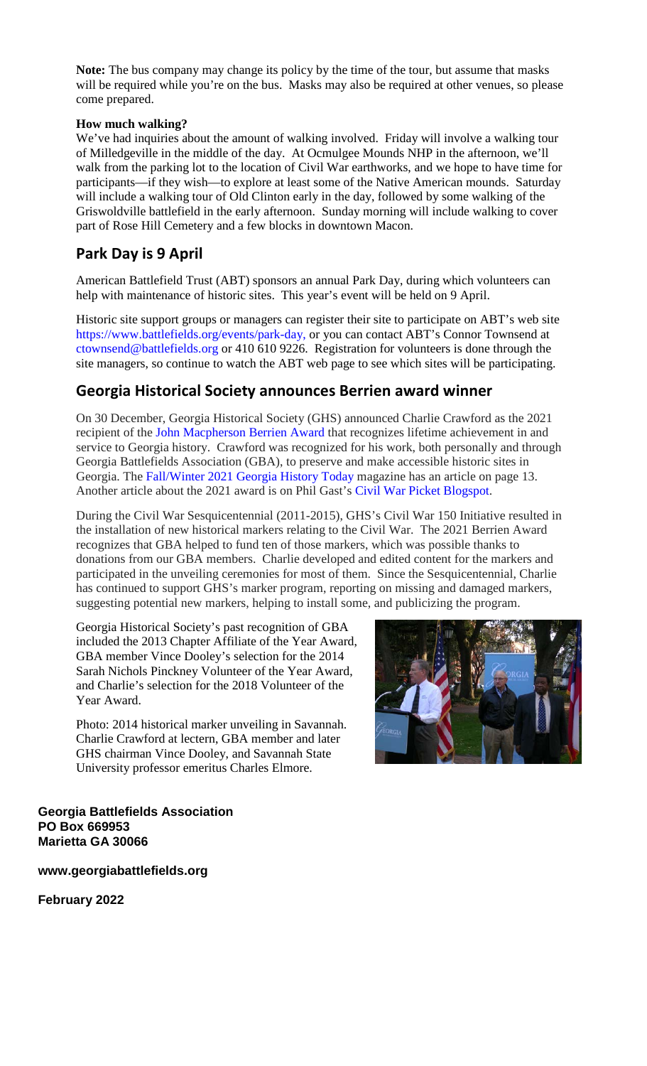**Note:** The bus company may change its policy by the time of the tour, but assume that masks will be required while you're on the bus. Masks may also be required at other venues, so please come prepared.

**How much walking?**

We've had inquiries about the amount of walking involved. Friday will involve a walking tour of Milledgeville in the middle of the day. At Ocmulgee Mounds NHP in the afternoon, we'll walk from the parking lot to the location of Civil War earthworks, and we hope to have time for participants—if they wish—to explore at least some of the Native American mounds. Saturday will include a walking tour of Old Clinton early in the day, followed by some walking of the Griswoldville battlefield in the early afternoon. Sunday morning will include walking to cover part of Rose Hill Cemetery and a few blocks in downtown Macon.

## Park Day is 9 April

American Battlefield Trust (ABT) sponsors an annual Park Day, during which volunteers can help with maintenance of historic sites. This year's event will be held on 9 April.

Historic site support groups or managers can register their site to participate on ABT's web site https://www.battlefields.org/events/park-day, or you can contact ABT's Connor Townsend at ctownsend@battlefields.org or 410 610 9226. Registration for volunteers is done through the site managers, so continue to watch the ABT web page to see which sites will be participating.

## Georgia Historical Society announces Berrien award winner

On 30 December, Georgia Historical Society (GHS) announced Charlie Crawford as the 2021 recipient of the John Macpherson Berrien Award that recognizes lifetime achievement in and service to Georgia history. Crawford was recognized for his work, both personally and through Georgia Battlefields Association (GBA), to preserve and make accessible historic sites in Georgia. The Fall/Winter 2021 Georgia History Today magazine has an article on page 13. Another article about the 2021 award is on Phil Gast's Civil War Picket Blogspot.

During the Civil War Sesquicentennial (2011-2015), GHS's Civil War 150 Initiative resulted in the installation of new historical markers relating to the Civil War. The 2021 Berrien Award recognizes that GBA helped to fund ten of those markers, which was possible thanks to donations from our GBA members. Charlie developed and edited content for the markers and participated in the unveiling ceremonies for most of them. Since the Sesquicentennial, Charlie has continued to support GHS's marker program, reporting on missing and damaged markers, suggesting potential new markers, helping to install some, and publicizing the program.

Georgia Historical Society's past recognition of GBA included the 2013 Chapter Affiliate of the Year Award, GBA member Vince Dooley's selection for the 2014 Sarah Nichols Pinckney Volunteer of the Year Award, and Charlie's selection for the 2018 Volunteer of the Year Award.

Photo: 2014 historical marker unveiling in Savannah. Charlie Crawford at lectern, GBA member and later GHS chairman Vince Dooley, and Savannah State University professor emeritus Charles Elmore.

**Georgia Battlefields Association**
**PO Box 669953**
**Marietta GA 30066**

**www.georgiabattlefields.org**

**February 2022**